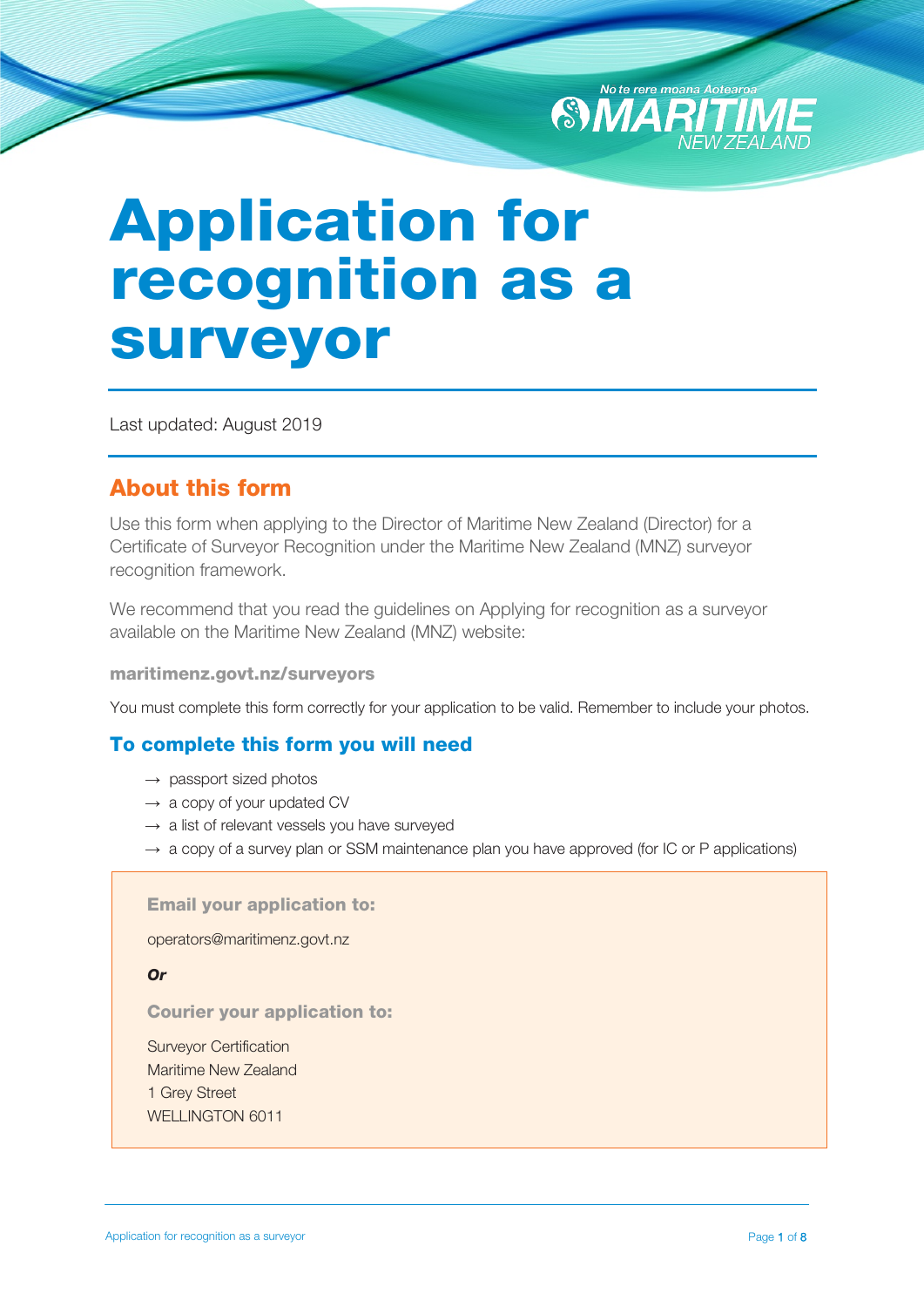# Application for recognition as a surveyor

Last updated: August 2019

## About this form

Use this form when applying to the Director of Maritime New Zealand (Director) for a Certificate of Surveyor Recognition under the Maritime New Zealand (MNZ) surveyor recognition framework.

We recommend that you read the guidelines on Applying for recognition as a surveyor available on the Maritime New Zealand (MNZ) website:

**maritimenz.govt.nz/surveyors**

You must complete this form correctly for your application to be valid. Remember to include your photos.

## To complete this form you will need

- → passport sized photos
- → a copy of your updated CV
- → a list of relevant vessels you have surveyed
- → a copy of a survey plan or SSM maintenance plan you have approved (for IC or P applications)

**Email your application to:**

operators@maritimenz.govt.nz

***Or***

**Courier your application to:**

Surveyor Certification
Maritime New Zealand
1 Grey Street
WELLINGTON 6011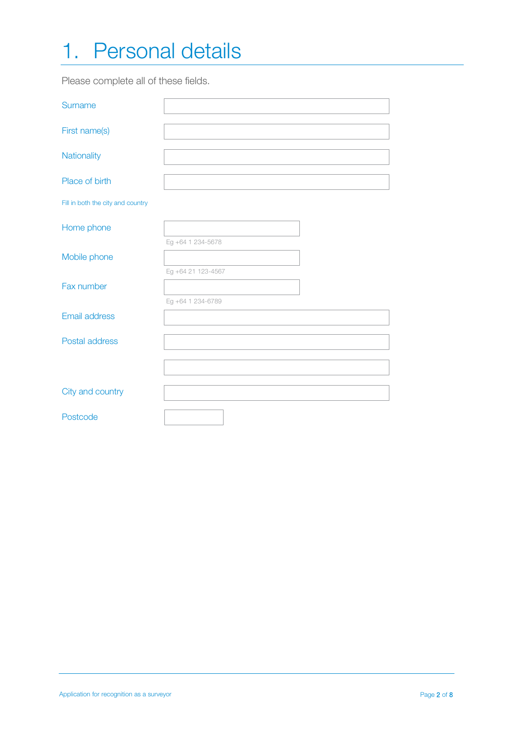# 1. Personal details

Please complete all of these fields.

| | |
|---|---|
| Surname | |
| First name(s) | |
| Nationality | |
| Place of birth | |

Fill in both the city and country

| | |
|---|---|
| Home phone | Eg +64 1 234-5678 |
| Mobile phone | Eg +64 21 123-4567 |
| Fax number | Eg +64 1 234-6789 |
| Email address | |
| Postal address | |
| | |
| City and country | |
| Postcode | |

Application for recognition as a surveyor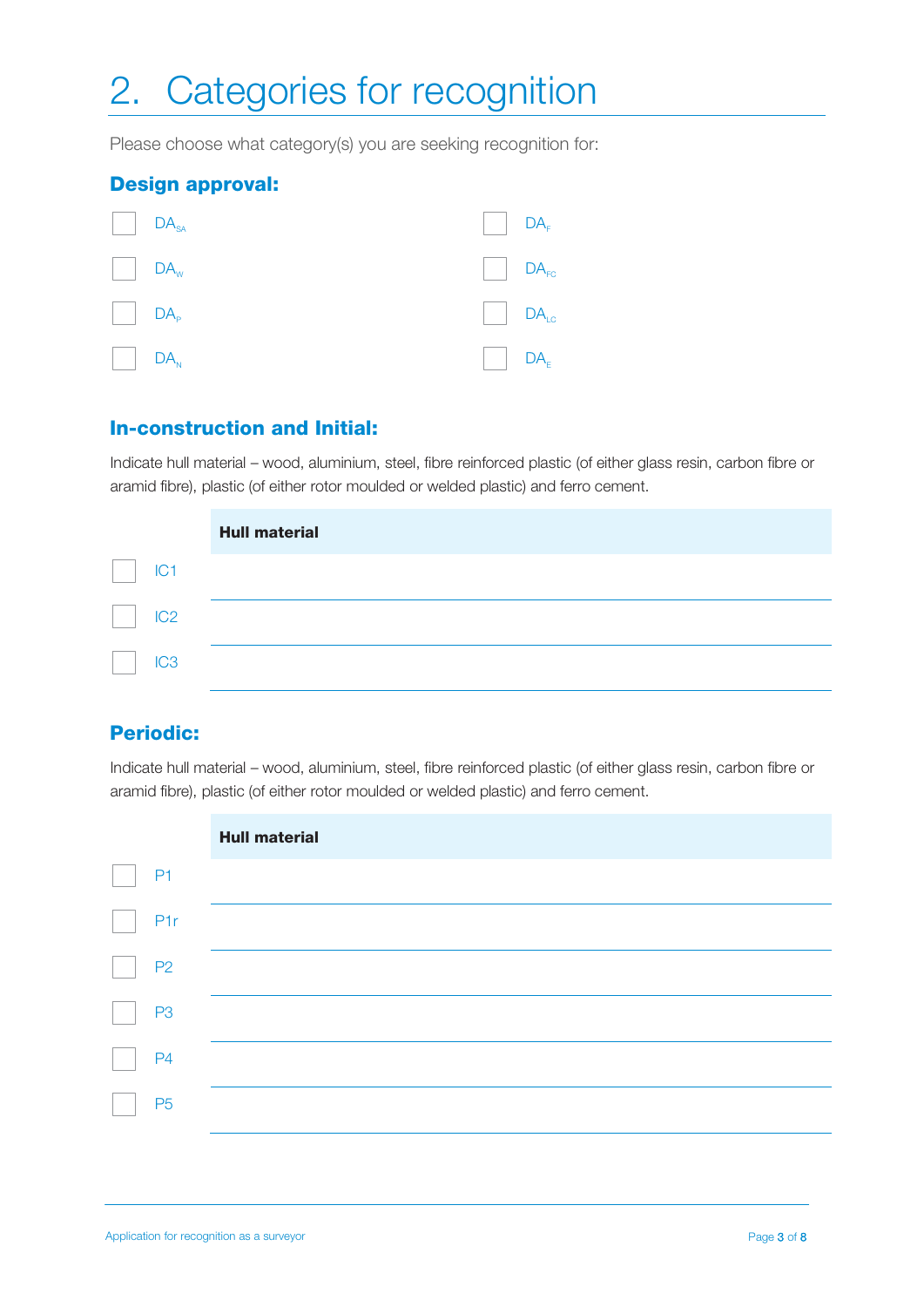# 2. Categories for recognition

Please choose what category(s) you are seeking recognition for:

## Design approval:

- [ ] $DA_{SA}$
- [ ] $DA_{W}$
- [ ] $DA_{P}$
- [ ] $DA_{N}$
- [ ] $DA_{F}$
- [ ] $DA_{FC}$
- [ ] $DA_{LC}$
- [ ] $DA_{E}$

## In-construction and Initial:

Indicate hull material – wood, aluminium, steel, fibre reinforced plastic (of either glass resin, carbon fibre or aramid fibre), plastic (of either rotor moulded or welded plastic) and ferro cement.

| | Hull material |
|---|---|
| ☐ IC1 | |
| ☐ IC2 | |
| ☐ IC3 | |

## Periodic:

Indicate hull material – wood, aluminium, steel, fibre reinforced plastic (of either glass resin, carbon fibre or aramid fibre), plastic (of either rotor moulded or welded plastic) and ferro cement.

| | Hull material |
|---|---|
| ☐ P1 | |
| ☐ P1r | |
| ☐ P2 | |
| ☐ P3 | |
| ☐ P4 | |
| ☐ P5 | |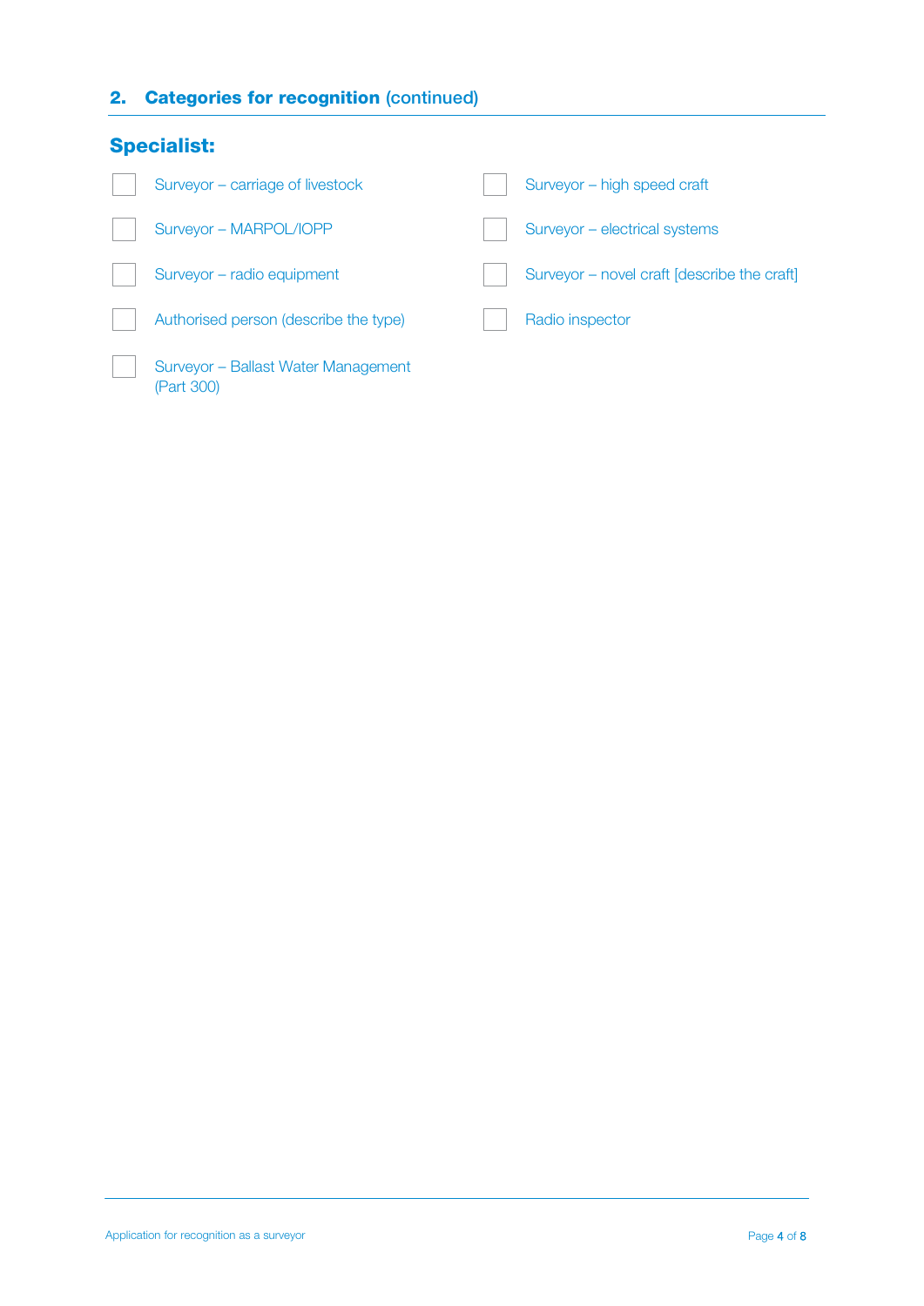## 2. Categories for recognition (continued)

### Specialist:

- [ ] Surveyor – carriage of livestock
- [ ] Surveyor – high speed craft
- [ ] Surveyor – MARPOL/IOPP
- [ ] Surveyor – electrical systems
- [ ] Surveyor – radio equipment
- [ ] Surveyor – novel craft [describe the craft]
- [ ] Authorised person (describe the type)
- [ ] Radio inspector
- [ ] Surveyor – Ballast Water Management (Part 300)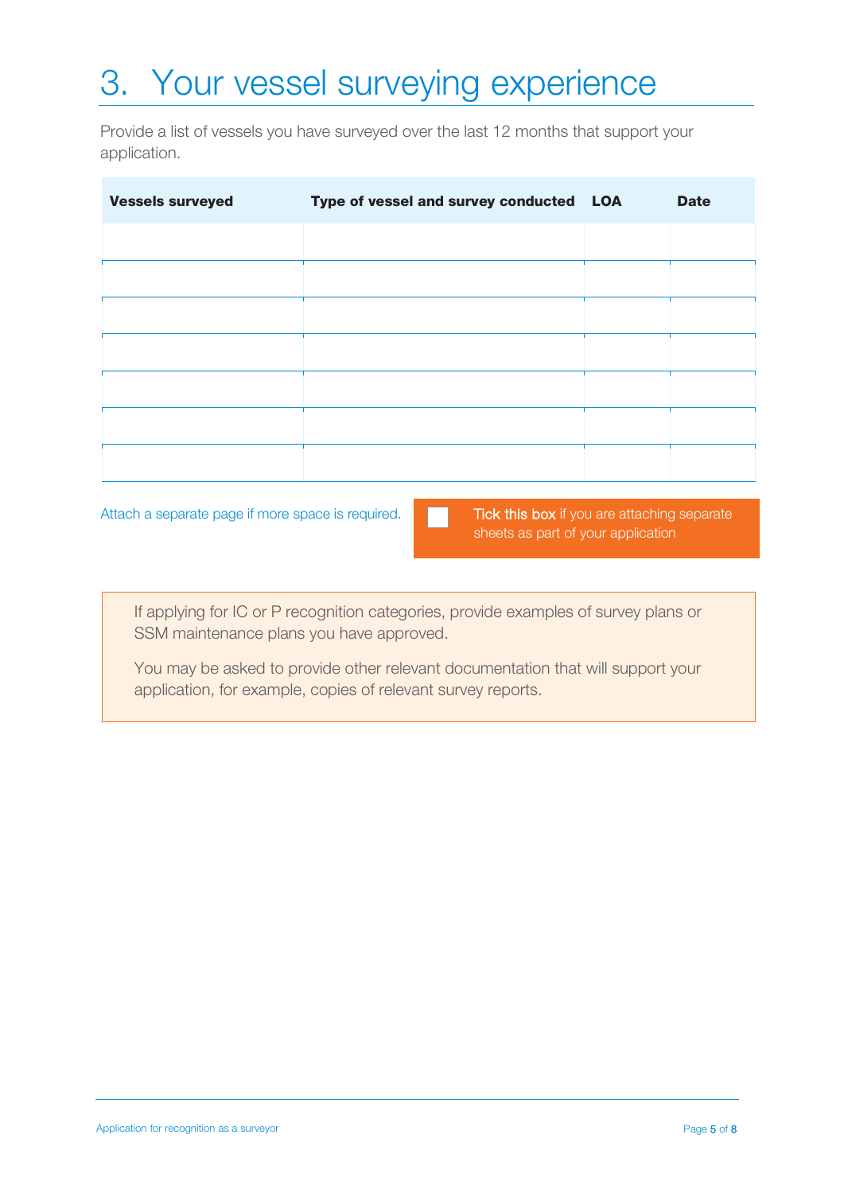# 3. Your vessel surveying experience

Provide a list of vessels you have surveyed over the last 12 months that support your application.

| Vessels surveyed | Type of vessel and survey conducted | LOA | Date |
|---|---|---|---|
| | | | |
| | | | |
| | | | |
| | | | |
| | | | |
| | | | |
| | | | |

Attach a separate page if more space is required.

☐ **Tick this box** if you are attaching separate sheets as part of your application

If applying for IC or P recognition categories, provide examples of survey plans or SSM maintenance plans you have approved.

You may be asked to provide other relevant documentation that will support your application, for example, copies of relevant survey reports.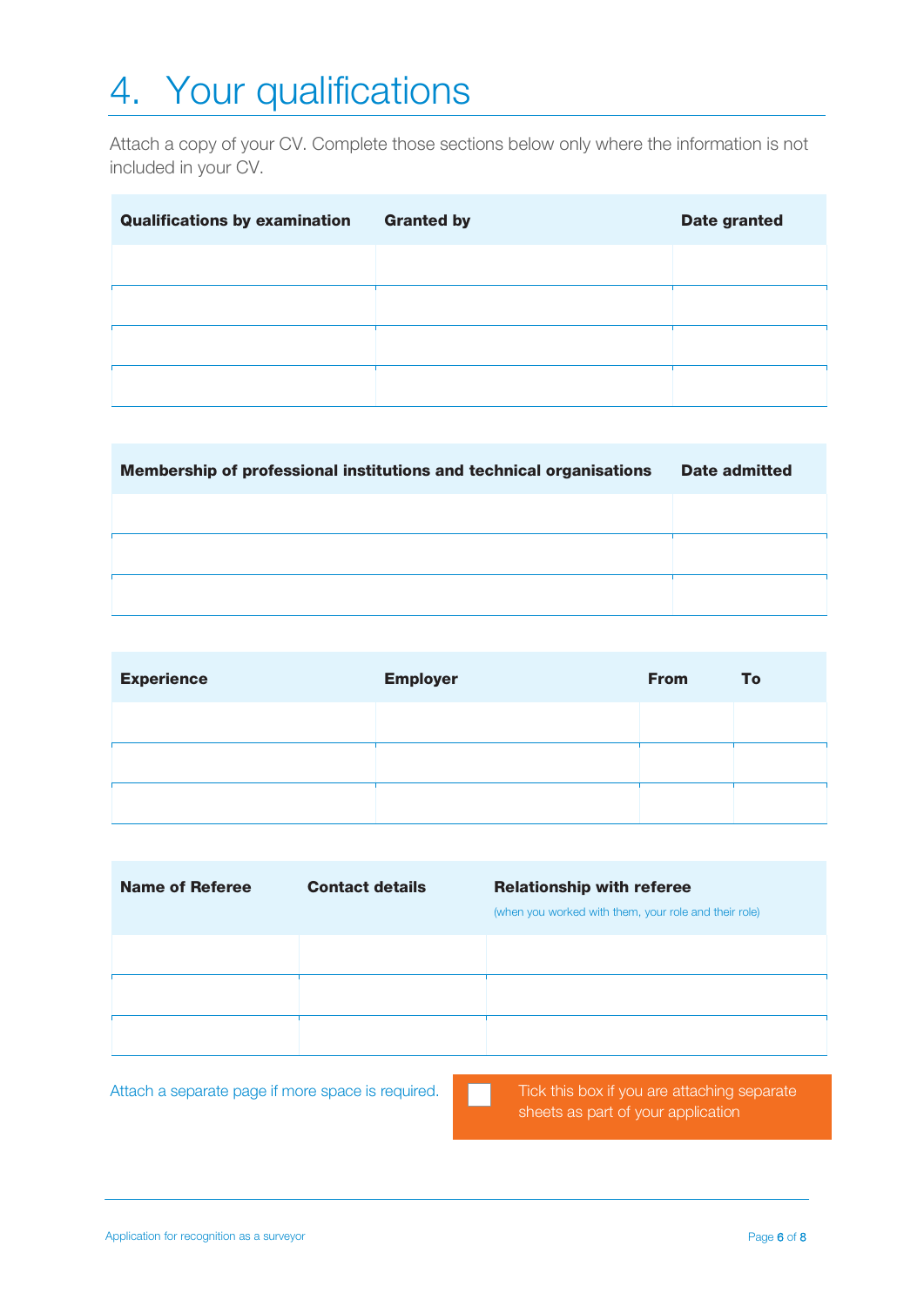# 4. Your qualifications

Attach a copy of your CV. Complete those sections below only where the information is not included in your CV.

| Qualifications by examination | Granted by | Date granted |
|---|---|---|
| | | |
| | | |
| | | |
| | | |

| Membership of professional institutions and technical organisations | Date admitted |
|---|---|
| | |
| | |
| | |

| Experience | Employer | From | To |
|---|---|---|---|
| | | | |
| | | | |
| | | | |

| Name of Referee | Contact details | Relationship with referee (when you worked with them, your role and their role) |
|---|---|---|
| | | |
| | | |
| | | |

Attach a separate page if more space is required.

☐ Tick this box if you are attaching separate sheets as part of your application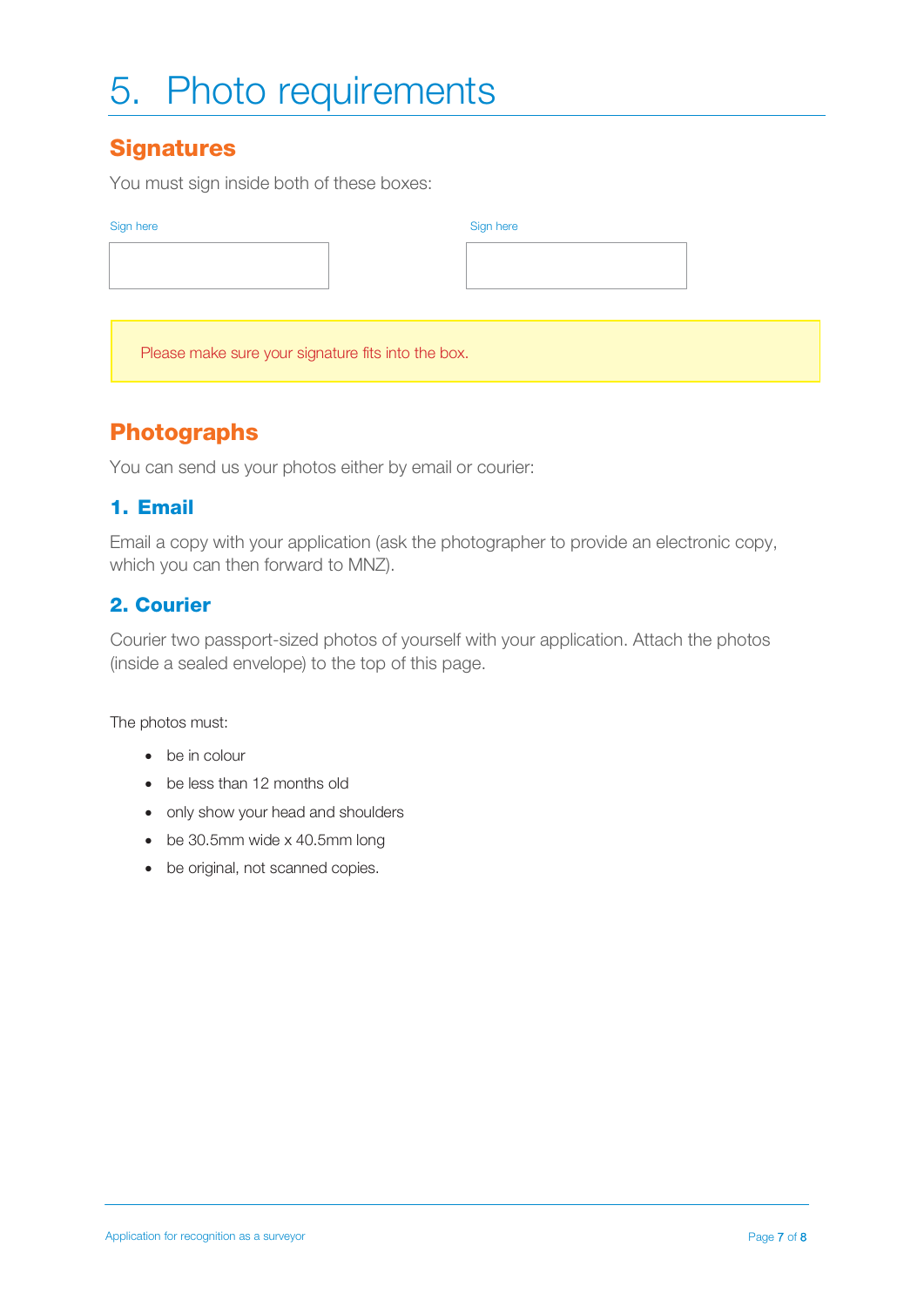# 5. Photo requirements

## Signatures

You must sign inside both of these boxes:

Sign here

Sign here

Please make sure your signature fits into the box.

## Photographs

You can send us your photos either by email or courier:

### 1. Email

Email a copy with your application (ask the photographer to provide an electronic copy, which you can then forward to MNZ).

### 2. Courier

Courier two passport-sized photos of yourself with your application. Attach the photos (inside a sealed envelope) to the top of this page.

The photos must:

- be in colour
- be less than 12 months old
- only show your head and shoulders
- be 30.5mm wide x 40.5mm long
- be original, not scanned copies.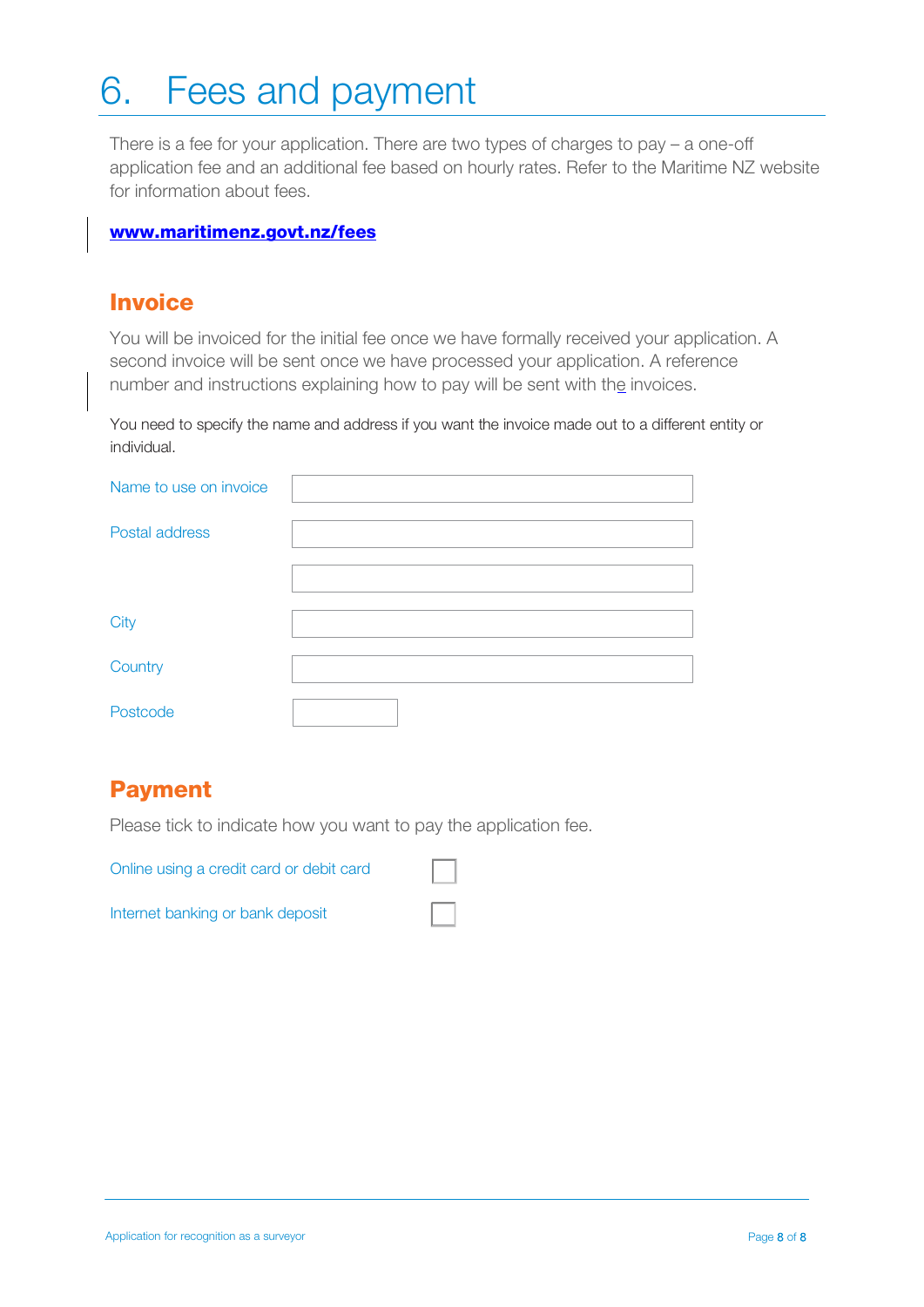# 6. Fees and payment

There is a fee for your application. There are two types of charges to pay – a one-off application fee and an additional fee based on hourly rates. Refer to the Maritime NZ website for information about fees.

**www.maritimenz.govt.nz/fees**

## Invoice

You will be invoiced for the initial fee once we have formally received your application. A second invoice will be sent once we have processed your application. A reference number and instructions explaining how to pay will be sent with the invoices.

You need to specify the name and address if you want the invoice made out to a different entity or individual.

| | |
|---|---|
| Name to use on invoice | |
| Postal address | |
| | |
| City | |
| Country | |
| Postcode | |

## Payment

Please tick to indicate how you want to pay the application fee.

| | |
|---|---|
| Online using a credit card or debit card | ☐ |
| Internet banking or bank deposit | ☐ |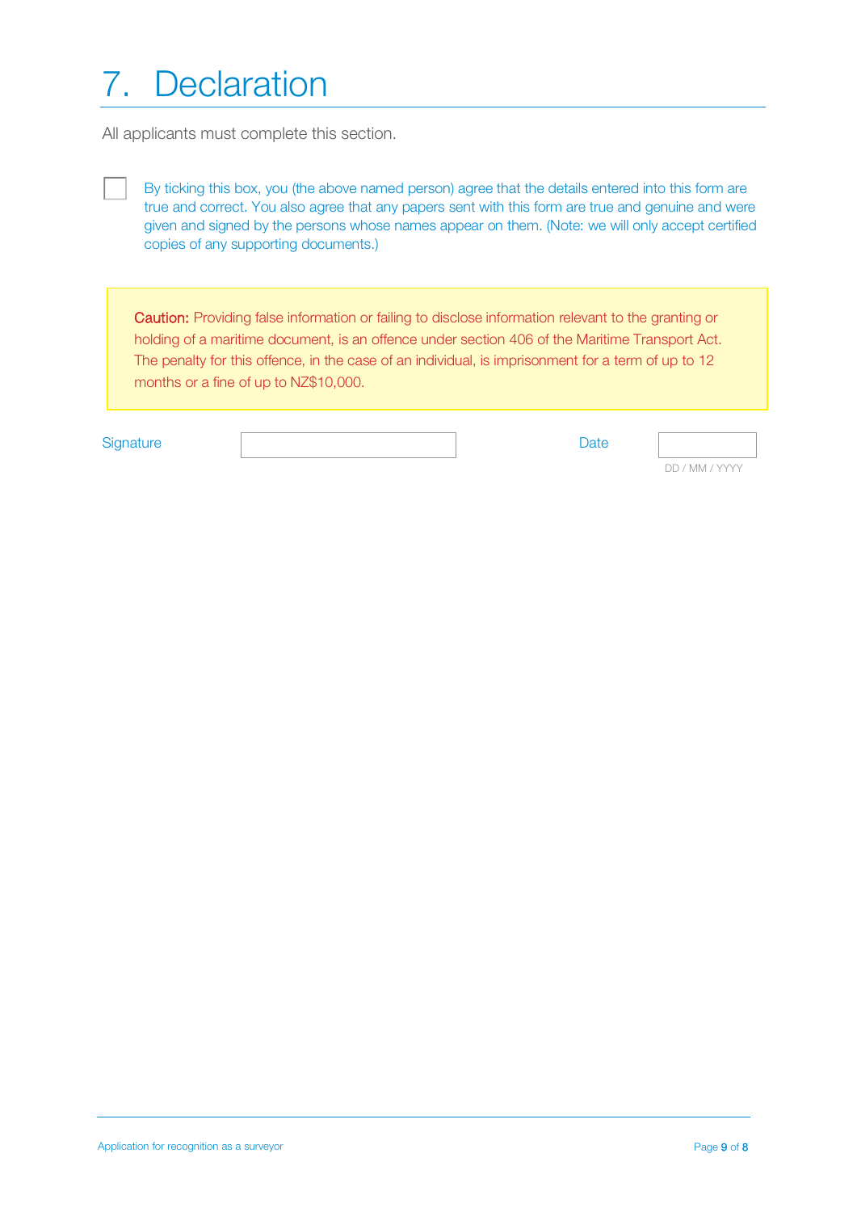# 7. Declaration

All applicants must complete this section.

☐ By ticking this box, you (the above named person) agree that the details entered into this form are true and correct. You also agree that any papers sent with this form are true and genuine and were given and signed by the persons whose names appear on them. (Note: we will only accept certified copies of any supporting documents.)

> **Caution:** Providing false information or failing to disclose information relevant to the granting or holding of a maritime document, is an offence under section 406 of the Maritime Transport Act. The penalty for this offence, in the case of an individual, is imprisonment for a term of up to 12 months or a fine of up to NZ$10,000.

Signature ____________________ Date ____________

DD / MM / YYYY